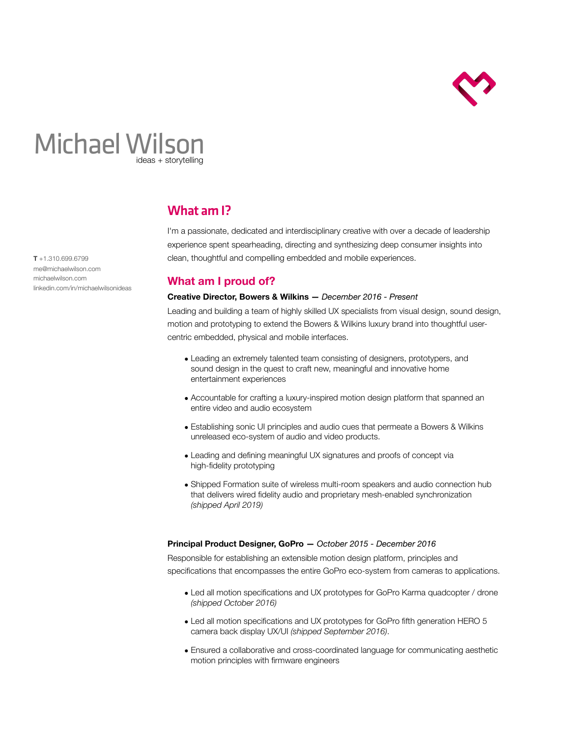# Michael Wilson

ideas + storytelling

**T** +1.310.699.6799
me@michaelwilson.com
michaelwilson.com
linkedin.com/in/michaelwilsonideas

## What am I?

I'm a passionate, dedicated and interdisciplinary creative with over a decade of leadership experience spent spearheading, directing and synthesizing deep consumer insights into clean, thoughtful and compelling embedded and mobile experiences.

## What am I proud of?

**Creative Director, Bowers & Wilkins —** *December 2016 - Present*

Leading and building a team of highly skilled UX specialists from visual design, sound design, motion and prototyping to extend the Bowers & Wilkins luxury brand into thoughtful user-centric embedded, physical and mobile interfaces.

- Leading an extremely talented team consisting of designers, prototypers, and sound design in the quest to craft new, meaningful and innovative home entertainment experiences
- Accountable for crafting a luxury-inspired motion design platform that spanned an entire video and audio ecosystem
- Establishing sonic UI principles and audio cues that permeate a Bowers & Wilkins unreleased eco-system of audio and video products.
- Leading and defining meaningful UX signatures and proofs of concept via high-fidelity prototyping
- Shipped Formation suite of wireless multi-room speakers and audio connection hub that delivers wired fidelity audio and proprietary mesh-enabled synchronization *(shipped April 2019)*

**Principal Product Designer, GoPro —** *October 2015 - December 2016*

Responsible for establishing an extensible motion design platform, principles and specifications that encompasses the entire GoPro eco-system from cameras to applications.

- Led all motion specifications and UX prototypes for GoPro Karma quadcopter / drone *(shipped October 2016)*
- Led all motion specifications and UX prototypes for GoPro fifth generation HERO 5 camera back display UX/UI *(shipped September 2016)*.
- Ensured a collaborative and cross-coordinated language for communicating aesthetic motion principles with firmware engineers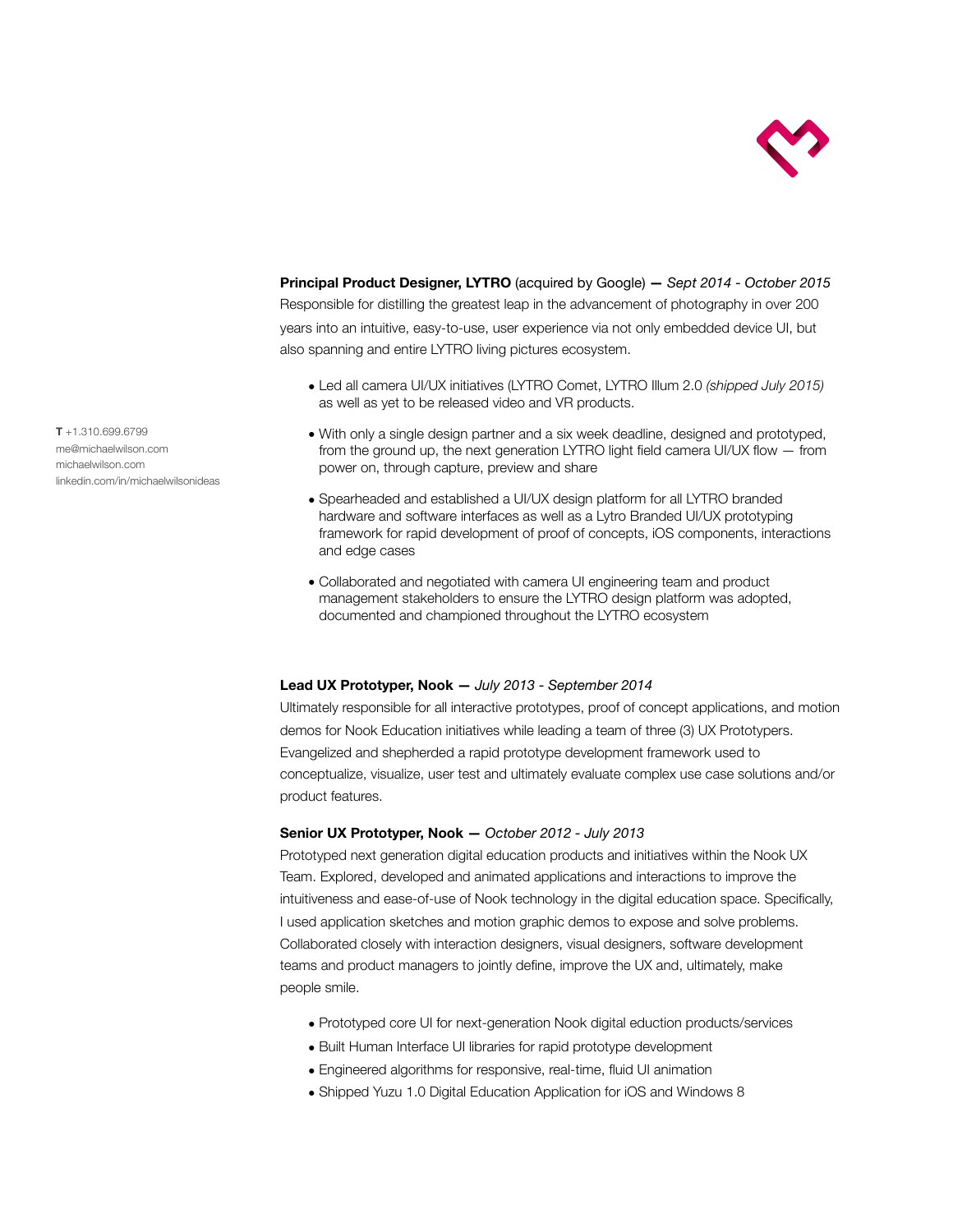**T** +1.310.699.6799
me@michaelwilson.com
michaelwilson.com
linkedin.com/in/michaelwilsonideas

**Principal Product Designer, LYTRO** (acquired by Google) **—** *Sept 2014 - October 2015*

Responsible for distilling the greatest leap in the advancement of photography in over 200 years into an intuitive, easy-to-use, user experience via not only embedded device UI, but also spanning and entire LYTRO living pictures ecosystem.

- Led all camera UI/UX initiatives (LYTRO Comet, LYTRO Illum 2.0 *(shipped July 2015)* as well as yet to be released video and VR products.
- With only a single design partner and a six week deadline, designed and prototyped, from the ground up, the next generation LYTRO light field camera UI/UX flow — from power on, through capture, preview and share
- Spearheaded and established a UI/UX design platform for all LYTRO branded hardware and software interfaces as well as a Lytro Branded UI/UX prototyping framework for rapid development of proof of concepts, iOS components, interactions and edge cases
- Collaborated and negotiated with camera UI engineering team and product management stakeholders to ensure the LYTRO design platform was adopted, documented and championed throughout the LYTRO ecosystem

**Lead UX Prototyper, Nook —** *July 2013 - September 2014*

Ultimately responsible for all interactive prototypes, proof of concept applications, and motion demos for Nook Education initiatives while leading a team of three (3) UX Prototypers. Evangelized and shepherded a rapid prototype development framework used to conceptualize, visualize, user test and ultimately evaluate complex use case solutions and/or product features.

**Senior UX Prototyper, Nook —** *October 2012 - July 2013*

Prototyped next generation digital education products and initiatives within the Nook UX Team. Explored, developed and animated applications and interactions to improve the intuitiveness and ease-of-use of Nook technology in the digital education space. Specifically, I used application sketches and motion graphic demos to expose and solve problems. Collaborated closely with interaction designers, visual designers, software development teams and product managers to jointly define, improve the UX and, ultimately, make people smile.

- Prototyped core UI for next-generation Nook digital eduction products/services
- Built Human Interface UI libraries for rapid prototype development
- Engineered algorithms for responsive, real-time, fluid UI animation
- Shipped Yuzu 1.0 Digital Education Application for iOS and Windows 8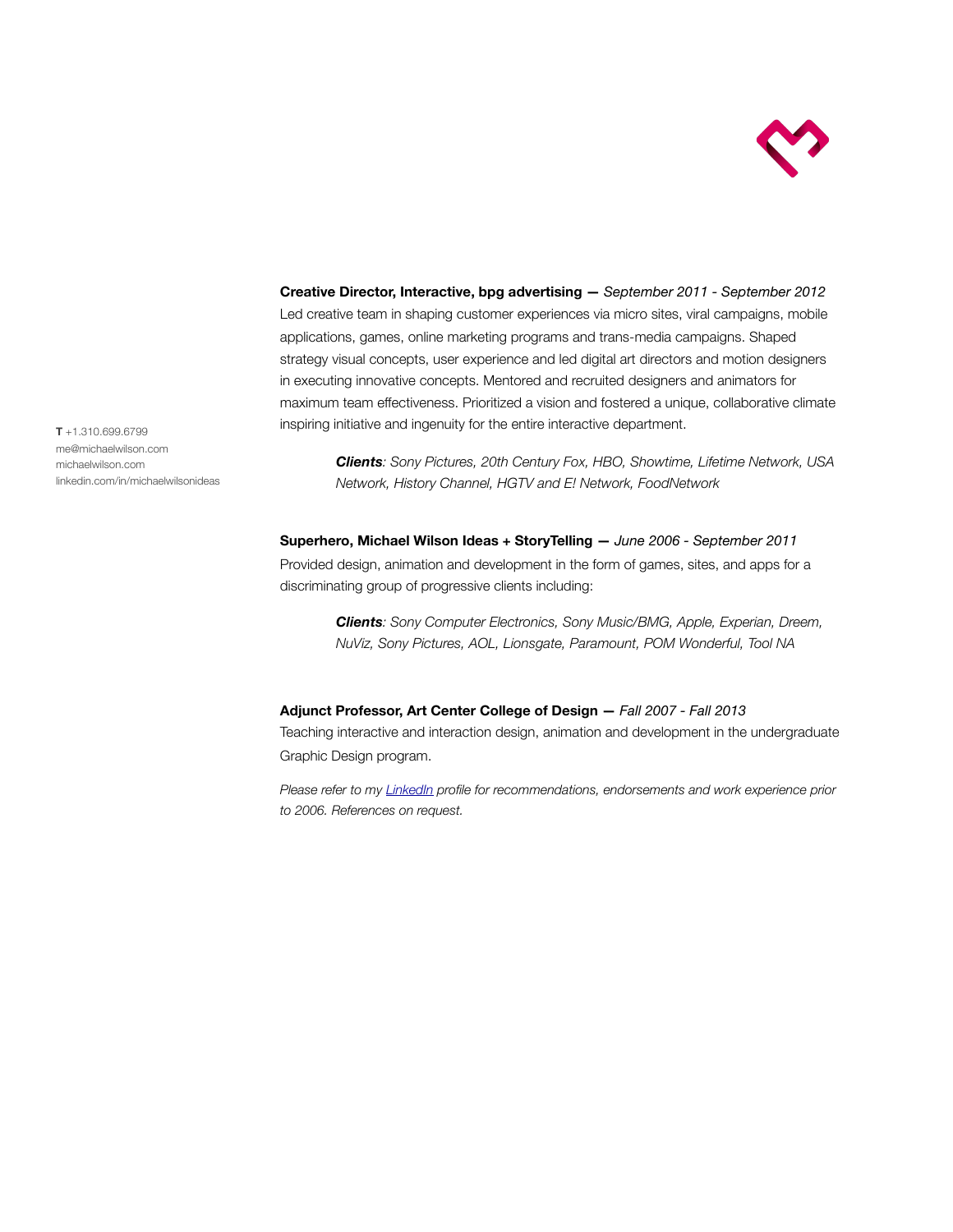**Creative Director, Interactive, bpg advertising —** *September 2011 - September 2012*
Led creative team in shaping customer experiences via micro sites, viral campaigns, mobile applications, games, online marketing programs and trans-media campaigns. Shaped strategy visual concepts, user experience and led digital art directors and motion designers in executing innovative concepts. Mentored and recruited designers and animators for maximum team effectiveness. Prioritized a vision and fostered a unique, collaborative climate inspiring initiative and ingenuity for the entire interactive department.

> ***Clients**: Sony Pictures, 20th Century Fox, HBO, Showtime, Lifetime Network, USA Network, History Channel, HGTV and E! Network, FoodNetwork*

**T** +1.310.699.6799
me@michaelwilson.com
michaelwilson.com
linkedin.com/in/michaelwilsonideas

**Superhero, Michael Wilson Ideas + StoryTelling —** *June 2006 - September 2011*
Provided design, animation and development in the form of games, sites, and apps for a discriminating group of progressive clients including:

> ***Clients**: Sony Computer Electronics, Sony Music/BMG, Apple, Experian, Dreem, NuViz, Sony Pictures, AOL, Lionsgate, Paramount, POM Wonderful, Tool NA*

**Adjunct Professor, Art Center College of Design —** *Fall 2007 - Fall 2013*
Teaching interactive and interaction design, animation and development in the undergraduate Graphic Design program.

*Please refer to my LinkedIn profile for recommendations, endorsements and work experience prior to 2006. References on request.*